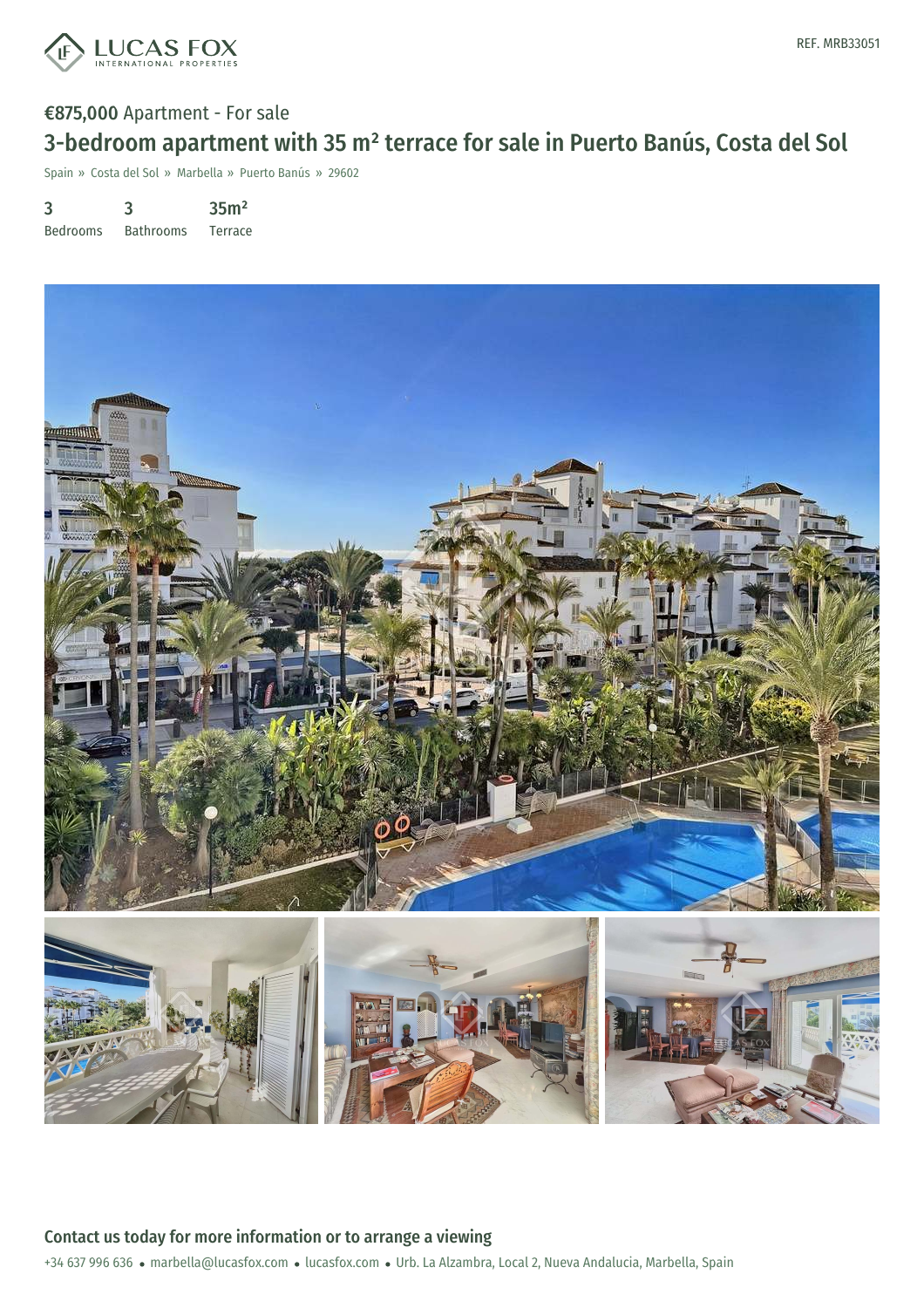LUCAS FOX INTERNATIONAL PROPERTIES

REF. MRB33051

**€875,000** Apartment - For sale

# 3-bedroom apartment with 35 m² terrace for sale in Puerto Banús, Costa del Sol

Spain » Costa del Sol » Marbella » Puerto Banús » 29602

| 3 | 3 | 35m² |
|---|---|---|
| Bedrooms | Bathrooms | Terrace |

## Contact us today for more information or to arrange a viewing

+34 637 996 636 • marbella@lucasfox.com • lucasfox.com • Urb. La Alzambra, Local 2, Nueva Andalucia, Marbella, Spain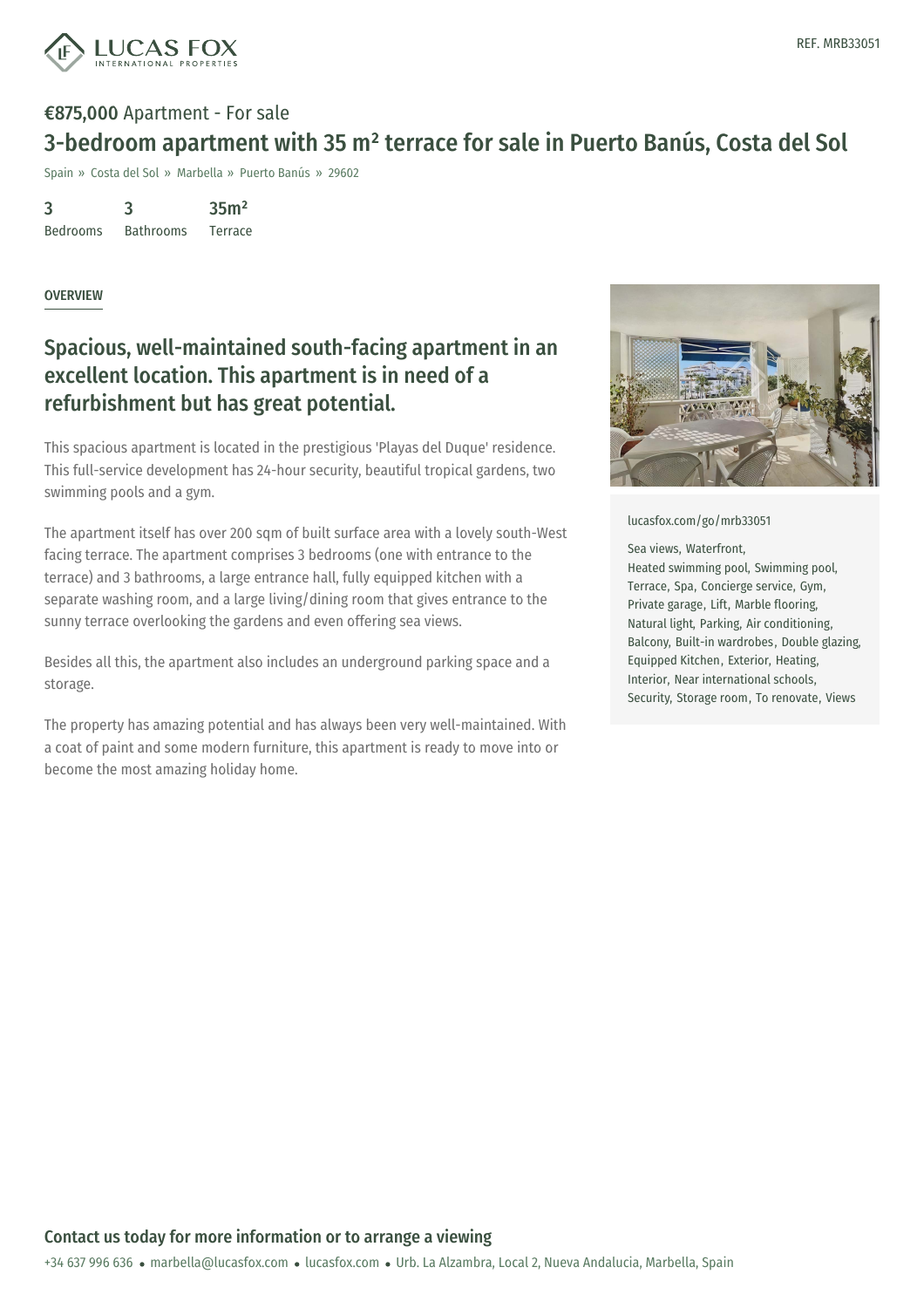REF. MRB33051

**€875,000** Apartment - For sale

# 3-bedroom apartment with 35 m² terrace for sale in Puerto Banús, Costa del Sol

Spain » Costa del Sol » Marbella » Puerto Banús » 29602

| 3 | 3 | 35m² |
|---|---|---|
| Bedrooms | Bathrooms | Terrace |

OVERVIEW

## Spacious, well-maintained south-facing apartment in an excellent location. This apartment is in need of a refurbishment but has great potential.

This spacious apartment is located in the prestigious 'Playas del Duque' residence. This full-service development has 24-hour security, beautiful tropical gardens, two swimming pools and a gym.

The apartment itself has over 200 sqm of built surface area with a lovely south-West facing terrace. The apartment comprises 3 bedrooms (one with entrance to the terrace) and 3 bathrooms, a large entrance hall, fully equipped kitchen with a separate washing room, and a large living/dining room that gives entrance to the sunny terrace overlooking the gardens and even offering sea views.

Besides all this, the apartment also includes an underground parking space and a storage.

The property has amazing potential and has always been very well-maintained. With a coat of paint and some modern furniture, this apartment is ready to move into or become the most amazing holiday home.

lucasfox.com/go/mrb33051

Sea views, Waterfront, Heated swimming pool, Swimming pool, Terrace, Spa, Concierge service, Gym, Private garage, Lift, Marble flooring, Natural light, Parking, Air conditioning, Balcony, Built-in wardrobes, Double glazing, Equipped Kitchen, Exterior, Heating, Interior, Near international schools, Security, Storage room, To renovate, Views

## Contact us today for more information or to arrange a viewing

+34 637 996 636 • marbella@lucasfox.com • lucasfox.com • Urb. La Alzambra, Local 2, Nueva Andalucia, Marbella, Spain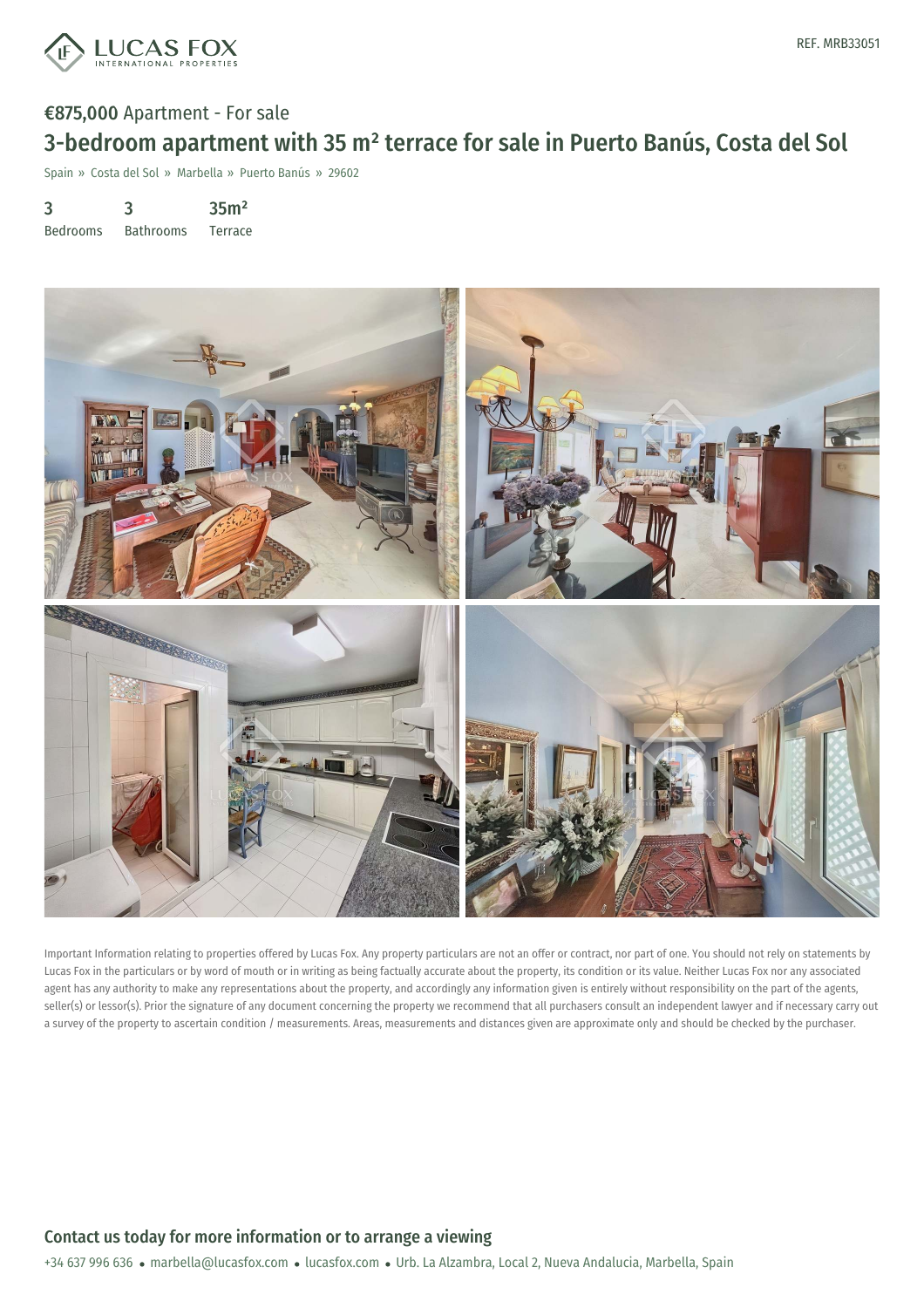REF. MRB33051

**€875,000** Apartment - For sale

# 3-bedroom apartment with 35 m² terrace for sale in Puerto Banús, Costa del Sol

Spain » Costa del Sol » Marbella » Puerto Banús » 29602

| 3 | 3 | 35m² |
|---|---|---|
| Bedrooms | Bathrooms | Terrace |

Important Information relating to properties offered by Lucas Fox. Any property particulars are not an offer or contract, nor part of one. You should not rely on statements by Lucas Fox in the particulars or by word of mouth or in writing as being factually accurate about the property, its condition or its value. Neither Lucas Fox nor any associated agent has any authority to make any representations about the property, and accordingly any information given is entirely without responsibility on the part of the agents, seller(s) or lessor(s). Prior the signature of any document concerning the property we recommend that all purchasers consult an independent lawyer and if necessary carry out a survey of the property to ascertain condition / measurements. Areas, measurements and distances given are approximate only and should be checked by the purchaser.

## Contact us today for more information or to arrange a viewing

+34 637 996 636 • marbella@lucasfox.com • lucasfox.com • Urb. La Alzambra, Local 2, Nueva Andalucia, Marbella, Spain